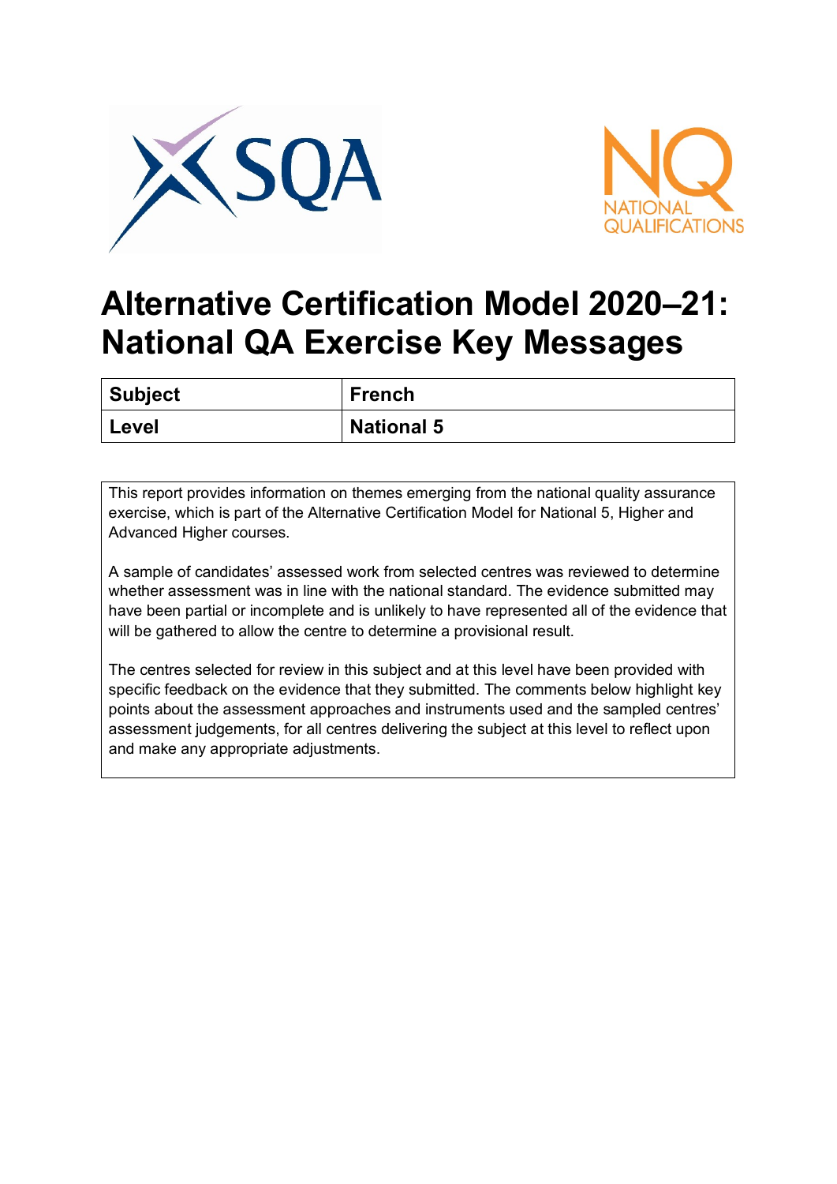# Alternative Certification Model 2020–21: National QA Exercise Key Messages

| Subject | French |
|---|---|
| Level | National 5 |

This report provides information on themes emerging from the national quality assurance exercise, which is part of the Alternative Certification Model for National 5, Higher and Advanced Higher courses.

A sample of candidates' assessed work from selected centres was reviewed to determine whether assessment was in line with the national standard. The evidence submitted may have been partial or incomplete and is unlikely to have represented all of the evidence that will be gathered to allow the centre to determine a provisional result.

The centres selected for review in this subject and at this level have been provided with specific feedback on the evidence that they submitted. The comments below highlight key points about the assessment approaches and instruments used and the sampled centres' assessment judgements, for all centres delivering the subject at this level to reflect upon and make any appropriate adjustments.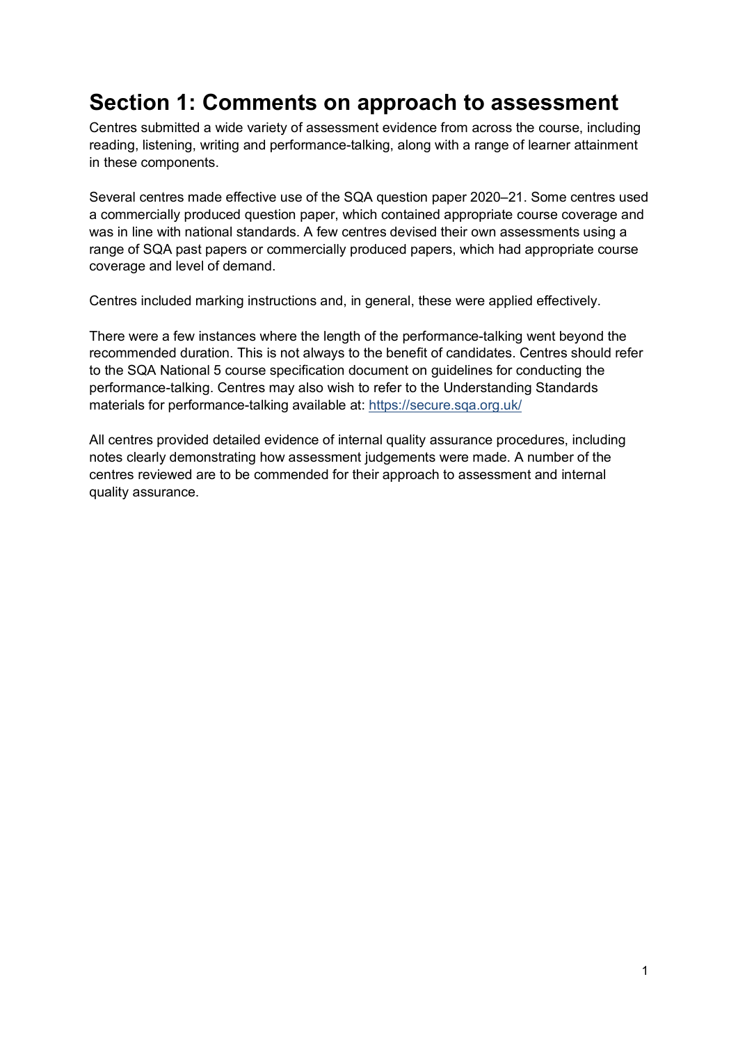# Section 1: Comments on approach to assessment

Centres submitted a wide variety of assessment evidence from across the course, including reading, listening, writing and performance-talking, along with a range of learner attainment in these components.

Several centres made effective use of the SQA question paper 2020–21. Some centres used a commercially produced question paper, which contained appropriate course coverage and was in line with national standards. A few centres devised their own assessments using a range of SQA past papers or commercially produced papers, which had appropriate course coverage and level of demand.

Centres included marking instructions and, in general, these were applied effectively.

There were a few instances where the length of the performance-talking went beyond the recommended duration. This is not always to the benefit of candidates. Centres should refer to the SQA National 5 course specification document on guidelines for conducting the performance-talking. Centres may also wish to refer to the Understanding Standards materials for performance-talking available at: [https://secure.sqa.org.uk/](https://secure.sqa.org.uk/)

All centres provided detailed evidence of internal quality assurance procedures, including notes clearly demonstrating how assessment judgements were made. A number of the centres reviewed are to be commended for their approach to assessment and internal quality assurance.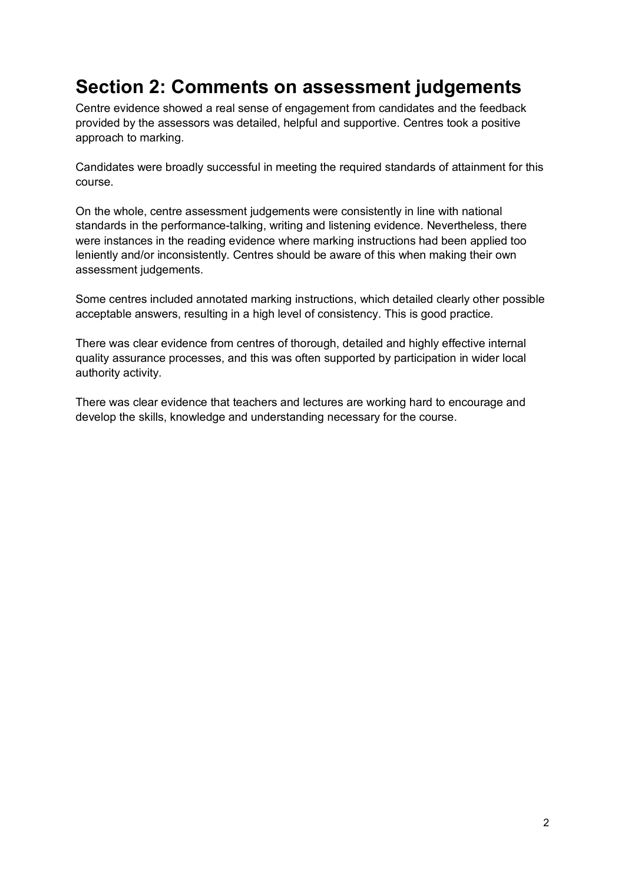## Section 2: Comments on assessment judgements

Centre evidence showed a real sense of engagement from candidates and the feedback provided by the assessors was detailed, helpful and supportive. Centres took a positive approach to marking.

Candidates were broadly successful in meeting the required standards of attainment for this course.

On the whole, centre assessment judgements were consistently in line with national standards in the performance-talking, writing and listening evidence. Nevertheless, there were instances in the reading evidence where marking instructions had been applied too leniently and/or inconsistently. Centres should be aware of this when making their own assessment judgements.

Some centres included annotated marking instructions, which detailed clearly other possible acceptable answers, resulting in a high level of consistency. This is good practice.

There was clear evidence from centres of thorough, detailed and highly effective internal quality assurance processes, and this was often supported by participation in wider local authority activity.

There was clear evidence that teachers and lectures are working hard to encourage and develop the skills, knowledge and understanding necessary for the course.